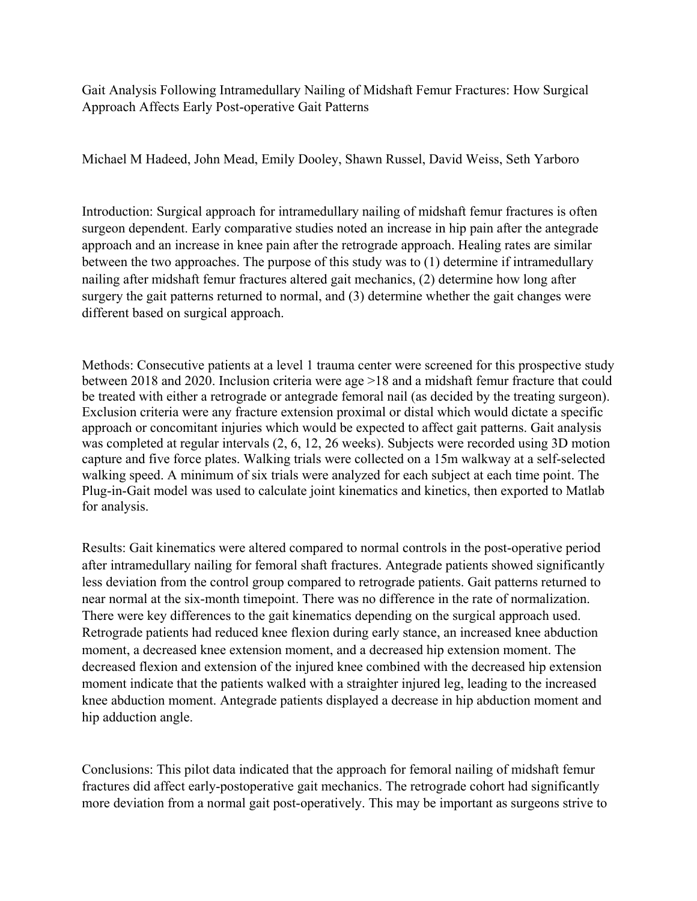# Gait Analysis Following Intramedullary Nailing of Midshaft Femur Fractures: How Surgical Approach Affects Early Post-operative Gait Patterns

Michael M Hadeed, John Mead, Emily Dooley, Shawn Russel, David Weiss, Seth Yarboro

**Introduction:** Surgical approach for intramedullary nailing of midshaft femur fractures is often surgeon dependent. Early comparative studies noted an increase in hip pain after the antegrade approach and an increase in knee pain after the retrograde approach. Healing rates are similar between the two approaches. The purpose of this study was to (1) determine if intramedullary nailing after midshaft femur fractures altered gait mechanics, (2) determine how long after surgery the gait patterns returned to normal, and (3) determine whether the gait changes were different based on surgical approach.

**Methods:** Consecutive patients at a level 1 trauma center were screened for this prospective study between 2018 and 2020. Inclusion criteria were age >18 and a midshaft femur fracture that could be treated with either a retrograde or antegrade femoral nail (as decided by the treating surgeon). Exclusion criteria were any fracture extension proximal or distal which would dictate a specific approach or concomitant injuries which would be expected to affect gait patterns. Gait analysis was completed at regular intervals (2, 6, 12, 26 weeks). Subjects were recorded using 3D motion capture and five force plates. Walking trials were collected on a 15m walkway at a self-selected walking speed. A minimum of six trials were analyzed for each subject at each time point. The Plug-in-Gait model was used to calculate joint kinematics and kinetics, then exported to Matlab for analysis.

**Results:** Gait kinematics were altered compared to normal controls in the post-operative period after intramedullary nailing for femoral shaft fractures. Antegrade patients showed significantly less deviation from the control group compared to retrograde patients. Gait patterns returned to near normal at the six-month timepoint. There was no difference in the rate of normalization. There were key differences to the gait kinematics depending on the surgical approach used. Retrograde patients had reduced knee flexion during early stance, an increased knee abduction moment, a decreased knee extension moment, and a decreased hip extension moment. The decreased flexion and extension of the injured knee combined with the decreased hip extension moment indicate that the patients walked with a straighter injured leg, leading to the increased knee abduction moment. Antegrade patients displayed a decrease in hip abduction moment and hip adduction angle.

**Conclusions:** This pilot data indicated that the approach for femoral nailing of midshaft femur fractures did affect early-postoperative gait mechanics. The retrograde cohort had significantly more deviation from a normal gait post-operatively. This may be important as surgeons strive to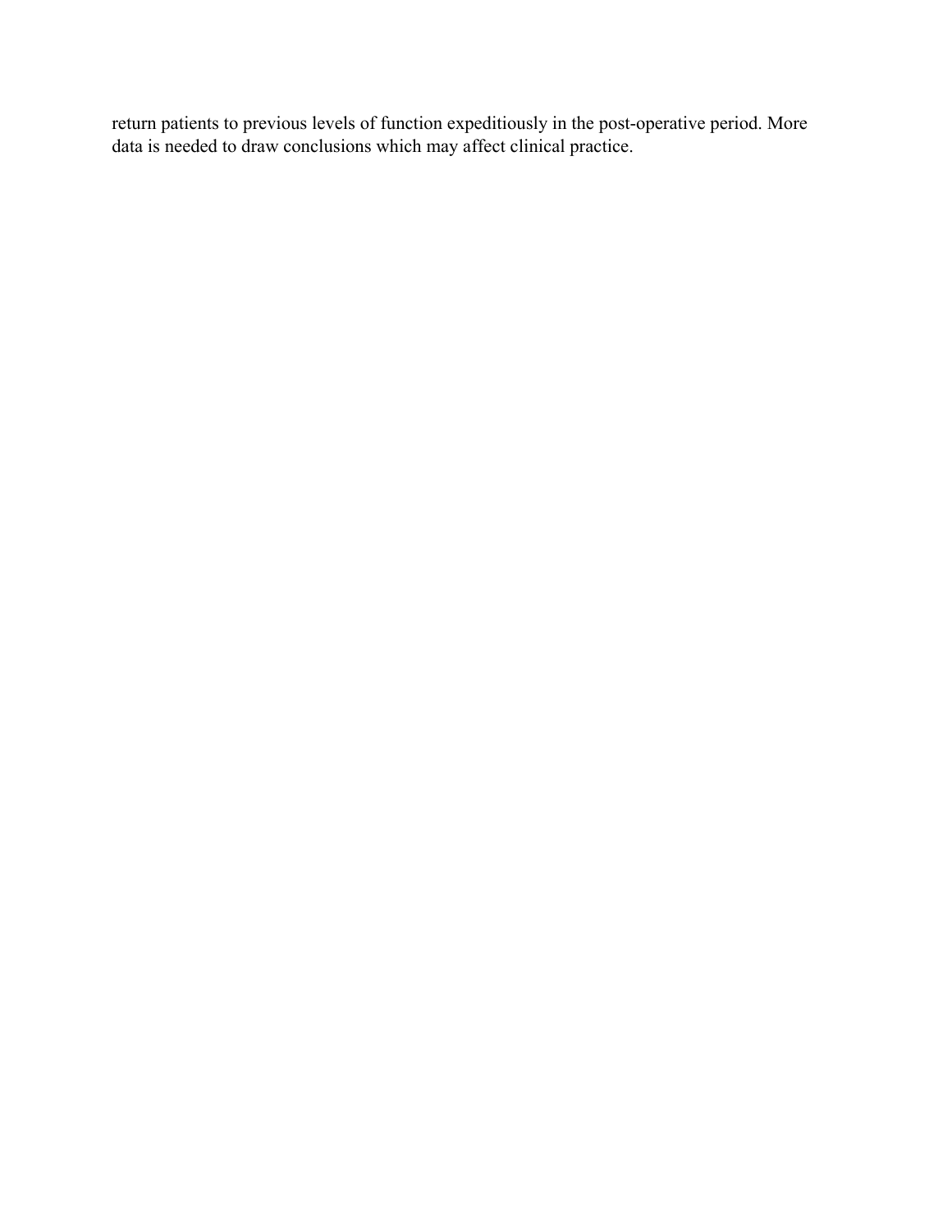return patients to previous levels of function expeditiously in the post-operative period. More data is needed to draw conclusions which may affect clinical practice.